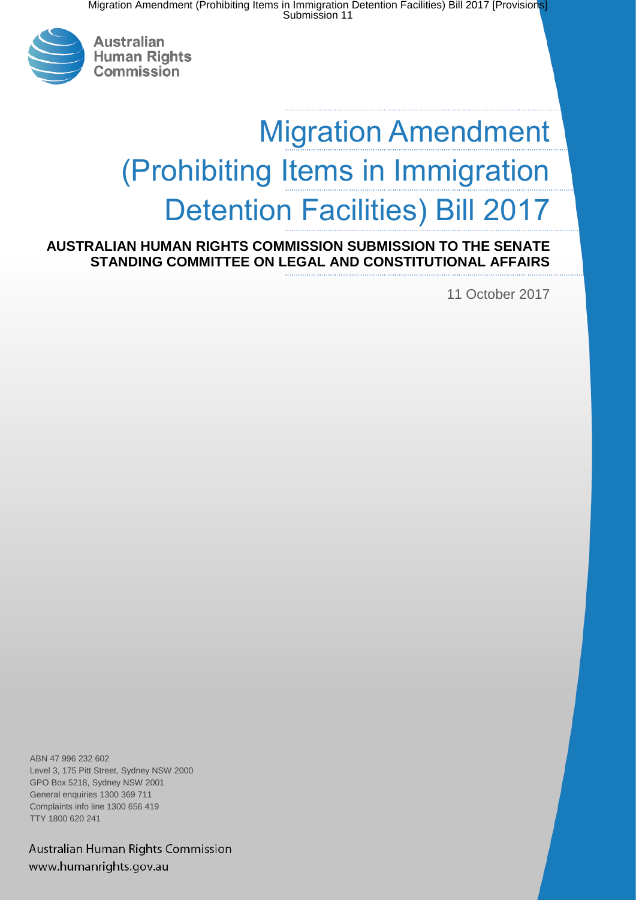Australian Human Rights Commission

# Migration Amendment (Prohibiting Items in Immigration Detention Facilities) Bill 2017

**AUSTRALIAN HUMAN RIGHTS COMMISSION SUBMISSION TO THE SENATE STANDING COMMITTEE ON LEGAL AND CONSTITUTIONAL AFFAIRS**

11 October 2017

ABN 47 996 232 602
Level 3, 175 Pitt Street, Sydney NSW 2000
GPO Box 5218, Sydney NSW 2001
General enquiries 1300 369 711
Complaints info line 1300 656 419
TTY 1800 620 241

Australian Human Rights Commission
www.humanrights.gov.au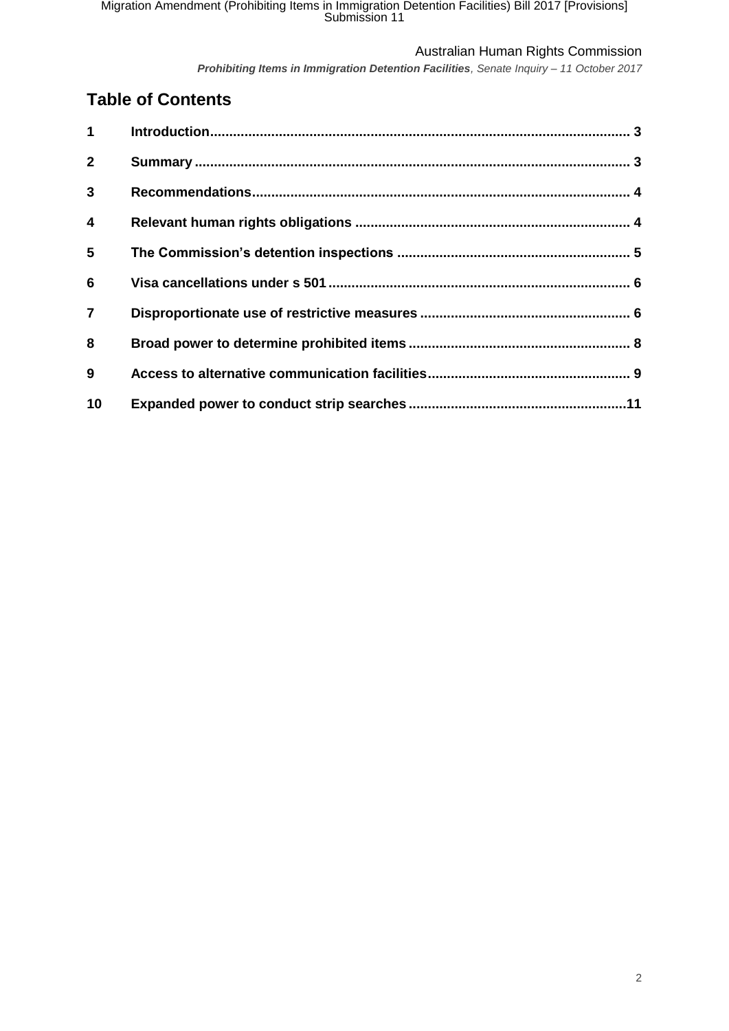# Table of Contents

| | | |
|---|---|---|
| 1 | **Introduction** | 3 |
| 2 | **Summary** | 3 |
| 3 | **Recommendations** | 4 |
| 4 | **Relevant human rights obligations** | 4 |
| 5 | **The Commission's detention inspections** | 5 |
| 6 | **Visa cancellations under s 501** | 6 |
| 7 | **Disproportionate use of restrictive measures** | 6 |
| 8 | **Broad power to determine prohibited items** | 8 |
| 9 | **Access to alternative communication facilities** | 9 |
| 10 | **Expanded power to conduct strip searches** | 11 |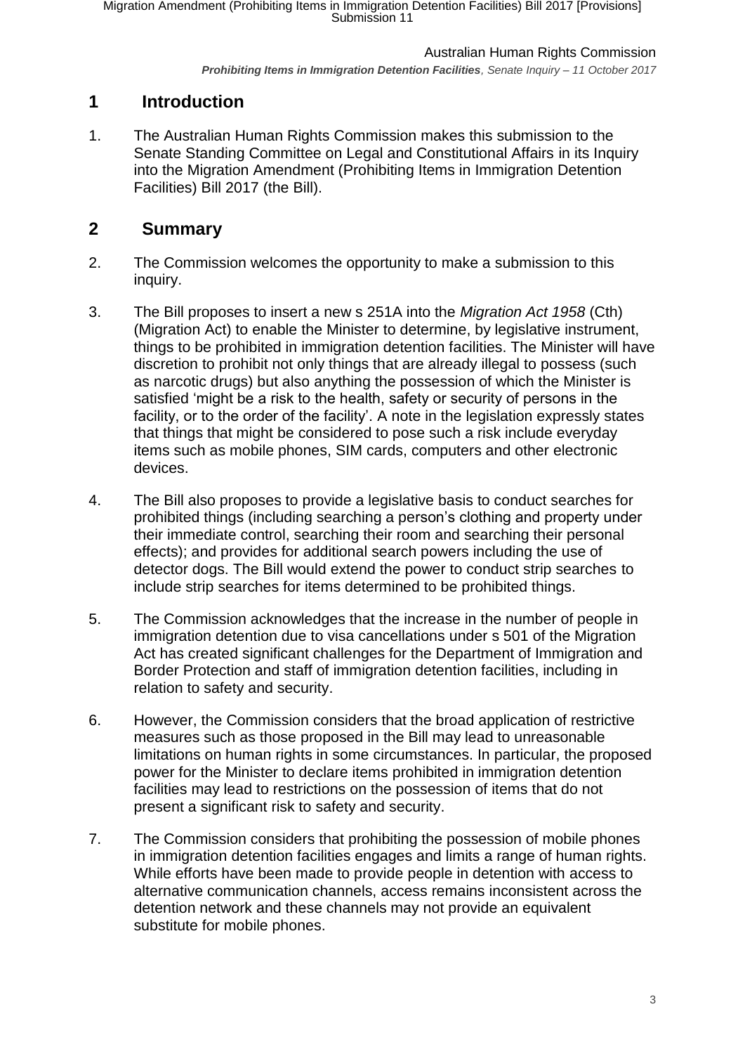## 1 Introduction

1. The Australian Human Rights Commission makes this submission to the Senate Standing Committee on Legal and Constitutional Affairs in its Inquiry into the Migration Amendment (Prohibiting Items in Immigration Detention Facilities) Bill 2017 (the Bill).

## 2 Summary

2. The Commission welcomes the opportunity to make a submission to this inquiry.

3. The Bill proposes to insert a new s 251A into the *Migration Act 1958* (Cth) (Migration Act) to enable the Minister to determine, by legislative instrument, things to be prohibited in immigration detention facilities. The Minister will have discretion to prohibit not only things that are already illegal to possess (such as narcotic drugs) but also anything the possession of which the Minister is satisfied 'might be a risk to the health, safety or security of persons in the facility, or to the order of the facility'. A note in the legislation expressly states that things that might be considered to pose such a risk include everyday items such as mobile phones, SIM cards, computers and other electronic devices.

4. The Bill also proposes to provide a legislative basis to conduct searches for prohibited things (including searching a person's clothing and property under their immediate control, searching their room and searching their personal effects); and provides for additional search powers including the use of detector dogs. The Bill would extend the power to conduct strip searches to include strip searches for items determined to be prohibited things.

5. The Commission acknowledges that the increase in the number of people in immigration detention due to visa cancellations under s 501 of the Migration Act has created significant challenges for the Department of Immigration and Border Protection and staff of immigration detention facilities, including in relation to safety and security.

6. However, the Commission considers that the broad application of restrictive measures such as those proposed in the Bill may lead to unreasonable limitations on human rights in some circumstances. In particular, the proposed power for the Minister to declare items prohibited in immigration detention facilities may lead to restrictions on the possession of items that do not present a significant risk to safety and security.

7. The Commission considers that prohibiting the possession of mobile phones in immigration detention facilities engages and limits a range of human rights. While efforts have been made to provide people in detention with access to alternative communication channels, access remains inconsistent across the detention network and these channels may not provide an equivalent substitute for mobile phones.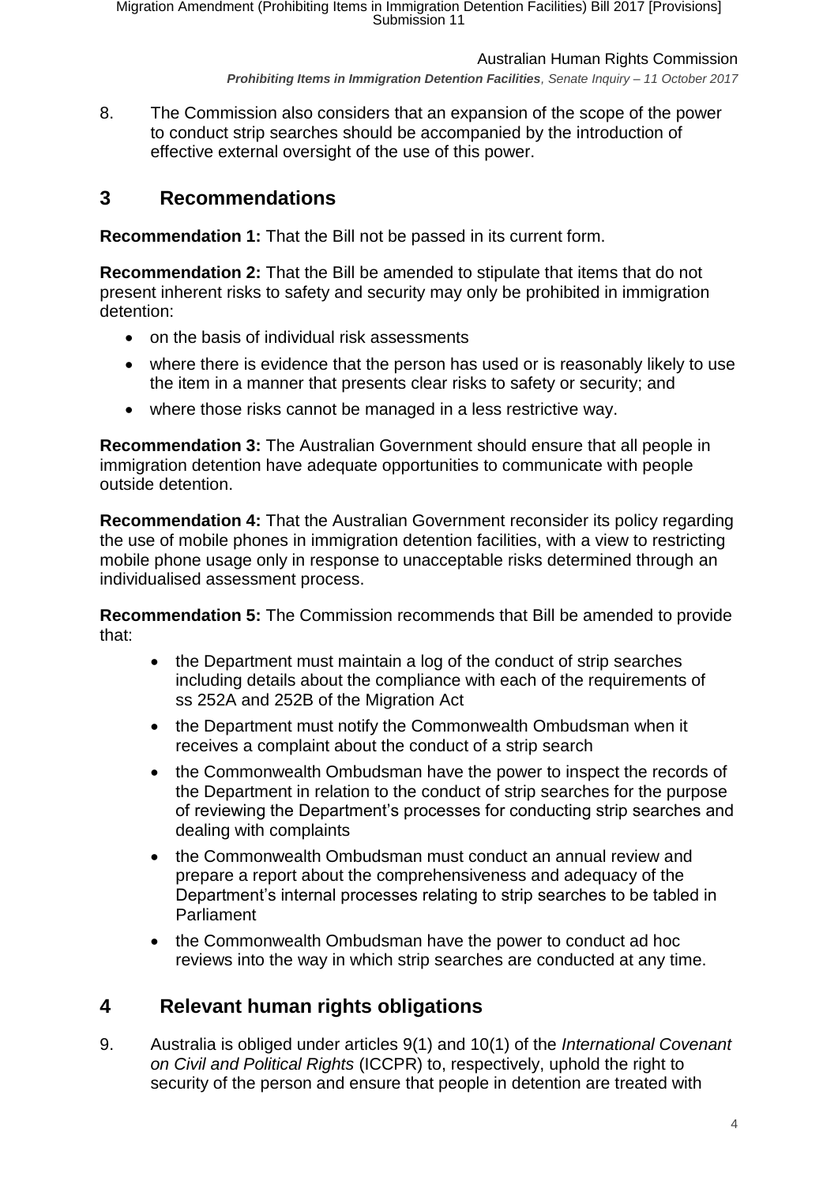8. The Commission also considers that an expansion of the scope of the power to conduct strip searches should be accompanied by the introduction of effective external oversight of the use of this power.

## 3 Recommendations

**Recommendation 1:** That the Bill not be passed in its current form.

**Recommendation 2:** That the Bill be amended to stipulate that items that do not present inherent risks to safety and security may only be prohibited in immigration detention:

- on the basis of individual risk assessments
- where there is evidence that the person has used or is reasonably likely to use the item in a manner that presents clear risks to safety or security; and
- where those risks cannot be managed in a less restrictive way.

**Recommendation 3:** The Australian Government should ensure that all people in immigration detention have adequate opportunities to communicate with people outside detention.

**Recommendation 4:** That the Australian Government reconsider its policy regarding the use of mobile phones in immigration detention facilities, with a view to restricting mobile phone usage only in response to unacceptable risks determined through an individualised assessment process.

**Recommendation 5:** The Commission recommends that Bill be amended to provide that:

- the Department must maintain a log of the conduct of strip searches including details about the compliance with each of the requirements of ss 252A and 252B of the Migration Act
- the Department must notify the Commonwealth Ombudsman when it receives a complaint about the conduct of a strip search
- the Commonwealth Ombudsman have the power to inspect the records of the Department in relation to the conduct of strip searches for the purpose of reviewing the Department's processes for conducting strip searches and dealing with complaints
- the Commonwealth Ombudsman must conduct an annual review and prepare a report about the comprehensiveness and adequacy of the Department's internal processes relating to strip searches to be tabled in Parliament
- the Commonwealth Ombudsman have the power to conduct ad hoc reviews into the way in which strip searches are conducted at any time.

## 4 Relevant human rights obligations

9. Australia is obliged under articles 9(1) and 10(1) of the *International Covenant on Civil and Political Rights* (ICCPR) to, respectively, uphold the right to security of the person and ensure that people in detention are treated with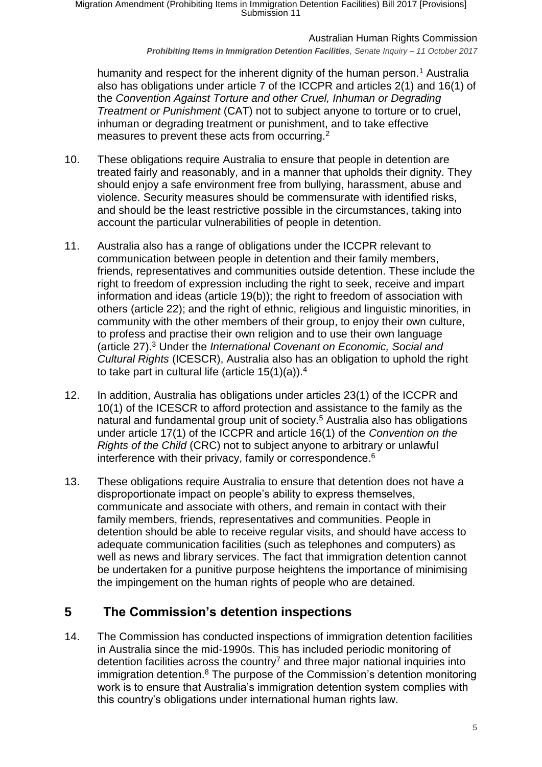humanity and respect for the inherent dignity of the human person.[1] Australia also has obligations under article 7 of the ICCPR and articles 2(1) and 16(1) of the *Convention Against Torture and other Cruel, Inhuman or Degrading Treatment or Punishment* (CAT) not to subject anyone to torture or to cruel, inhuman or degrading treatment or punishment, and to take effective measures to prevent these acts from occurring.[2]

10. These obligations require Australia to ensure that people in detention are treated fairly and reasonably, and in a manner that upholds their dignity. They should enjoy a safe environment free from bullying, harassment, abuse and violence. Security measures should be commensurate with identified risks, and should be the least restrictive possible in the circumstances, taking into account the particular vulnerabilities of people in detention.

11. Australia also has a range of obligations under the ICCPR relevant to communication between people in detention and their family members, friends, representatives and communities outside detention. These include the right to freedom of expression including the right to seek, receive and impart information and ideas (article 19(b)); the right to freedom of association with others (article 22); and the right of ethnic, religious and linguistic minorities, in community with the other members of their group, to enjoy their own culture, to profess and practise their own religion and to use their own language (article 27).[3] Under the *International Covenant on Economic, Social and Cultural Rights* (ICESCR), Australia also has an obligation to uphold the right to take part in cultural life (article 15(1)(a)).[4]

12. In addition, Australia has obligations under articles 23(1) of the ICCPR and 10(1) of the ICESCR to afford protection and assistance to the family as the natural and fundamental group unit of society.[5] Australia also has obligations under article 17(1) of the ICCPR and article 16(1) of the *Convention on the Rights of the Child* (CRC) not to subject anyone to arbitrary or unlawful interference with their privacy, family or correspondence.[6]

13. These obligations require Australia to ensure that detention does not have a disproportionate impact on people's ability to express themselves, communicate and associate with others, and remain in contact with their family members, friends, representatives and communities. People in detention should be able to receive regular visits, and should have access to adequate communication facilities (such as telephones and computers) as well as news and library services. The fact that immigration detention cannot be undertaken for a punitive purpose heightens the importance of minimising the impingement on the human rights of people who are detained.

# 5 The Commission's detention inspections

14. The Commission has conducted inspections of immigration detention facilities in Australia since the mid-1990s. This has included periodic monitoring of detention facilities across the country[7] and three major national inquiries into immigration detention.[8] The purpose of the Commission's detention monitoring work is to ensure that Australia's immigration detention system complies with this country's obligations under international human rights law.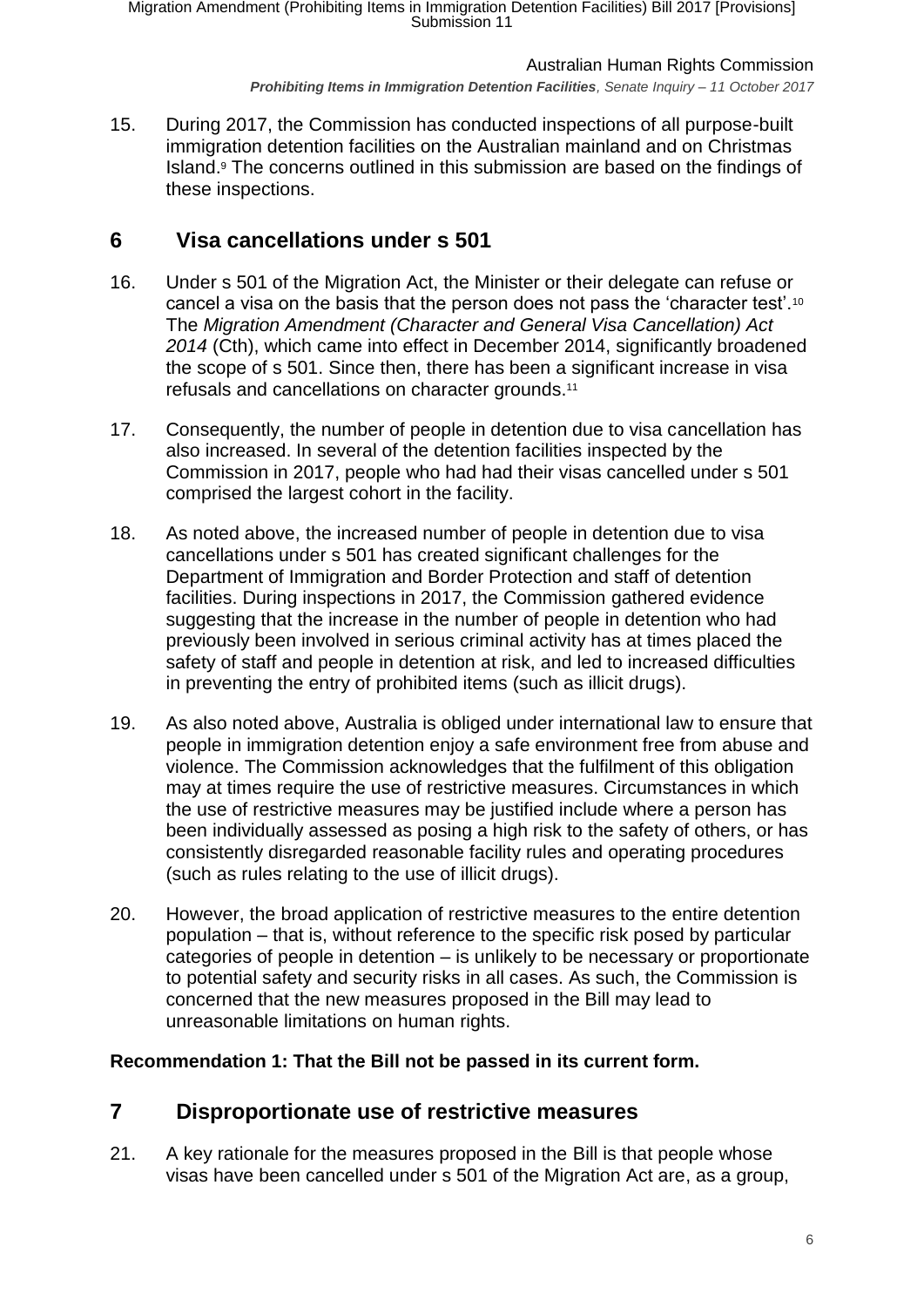15. During 2017, the Commission has conducted inspections of all purpose-built immigration detention facilities on the Australian mainland and on Christmas Island.[9] The concerns outlined in this submission are based on the findings of these inspections.

## 6 Visa cancellations under s 501

16. Under s 501 of the Migration Act, the Minister or their delegate can refuse or cancel a visa on the basis that the person does not pass the 'character test'.[10] The *Migration Amendment (Character and General Visa Cancellation) Act 2014* (Cth), which came into effect in December 2014, significantly broadened the scope of s 501. Since then, there has been a significant increase in visa refusals and cancellations on character grounds.[11]

17. Consequently, the number of people in detention due to visa cancellation has also increased. In several of the detention facilities inspected by the Commission in 2017, people who had had their visas cancelled under s 501 comprised the largest cohort in the facility.

18. As noted above, the increased number of people in detention due to visa cancellations under s 501 has created significant challenges for the Department of Immigration and Border Protection and staff of detention facilities. During inspections in 2017, the Commission gathered evidence suggesting that the increase in the number of people in detention who had previously been involved in serious criminal activity has at times placed the safety of staff and people in detention at risk, and led to increased difficulties in preventing the entry of prohibited items (such as illicit drugs).

19. As also noted above, Australia is obliged under international law to ensure that people in immigration detention enjoy a safe environment free from abuse and violence. The Commission acknowledges that the fulfilment of this obligation may at times require the use of restrictive measures. Circumstances in which the use of restrictive measures may be justified include where a person has been individually assessed as posing a high risk to the safety of others, or has consistently disregarded reasonable facility rules and operating procedures (such as rules relating to the use of illicit drugs).

20. However, the broad application of restrictive measures to the entire detention population – that is, without reference to the specific risk posed by particular categories of people in detention – is unlikely to be necessary or proportionate to potential safety and security risks in all cases. As such, the Commission is concerned that the new measures proposed in the Bill may lead to unreasonable limitations on human rights.

**Recommendation 1: That the Bill not be passed in its current form.**

## 7 Disproportionate use of restrictive measures

21. A key rationale for the measures proposed in the Bill is that people whose visas have been cancelled under s 501 of the Migration Act are, as a group,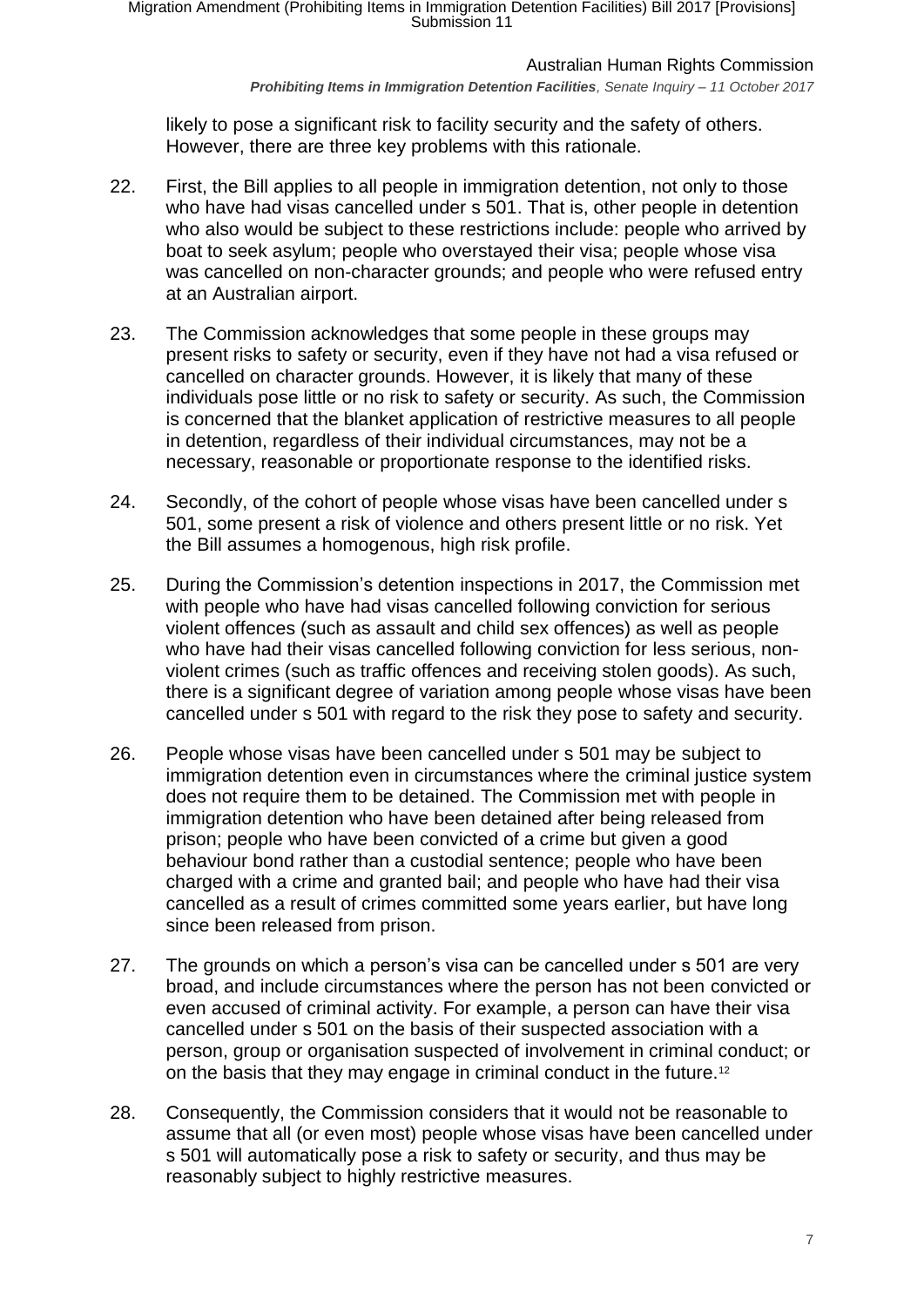likely to pose a significant risk to facility security and the safety of others. However, there are three key problems with this rationale.

22. First, the Bill applies to all people in immigration detention, not only to those who have had visas cancelled under s 501. That is, other people in detention who also would be subject to these restrictions include: people who arrived by boat to seek asylum; people who overstayed their visa; people whose visa was cancelled on non-character grounds; and people who were refused entry at an Australian airport.

23. The Commission acknowledges that some people in these groups may present risks to safety or security, even if they have not had a visa refused or cancelled on character grounds. However, it is likely that many of these individuals pose little or no risk to safety or security. As such, the Commission is concerned that the blanket application of restrictive measures to all people in detention, regardless of their individual circumstances, may not be a necessary, reasonable or proportionate response to the identified risks.

24. Secondly, of the cohort of people whose visas have been cancelled under s 501, some present a risk of violence and others present little or no risk. Yet the Bill assumes a homogenous, high risk profile.

25. During the Commission's detention inspections in 2017, the Commission met with people who have had visas cancelled following conviction for serious violent offences (such as assault and child sex offences) as well as people who have had their visas cancelled following conviction for less serious, non-violent crimes (such as traffic offences and receiving stolen goods). As such, there is a significant degree of variation among people whose visas have been cancelled under s 501 with regard to the risk they pose to safety and security.

26. People whose visas have been cancelled under s 501 may be subject to immigration detention even in circumstances where the criminal justice system does not require them to be detained. The Commission met with people in immigration detention who have been detained after being released from prison; people who have been convicted of a crime but given a good behaviour bond rather than a custodial sentence; people who have been charged with a crime and granted bail; and people who have had their visa cancelled as a result of crimes committed some years earlier, but have long since been released from prison.

27. The grounds on which a person's visa can be cancelled under s 501 are very broad, and include circumstances where the person has not been convicted or even accused of criminal activity. For example, a person can have their visa cancelled under s 501 on the basis of their suspected association with a person, group or organisation suspected of involvement in criminal conduct; or on the basis that they may engage in criminal conduct in the future.[12]

28. Consequently, the Commission considers that it would not be reasonable to assume that all (or even most) people whose visas have been cancelled under s 501 will automatically pose a risk to safety or security, and thus may be reasonably subject to highly restrictive measures.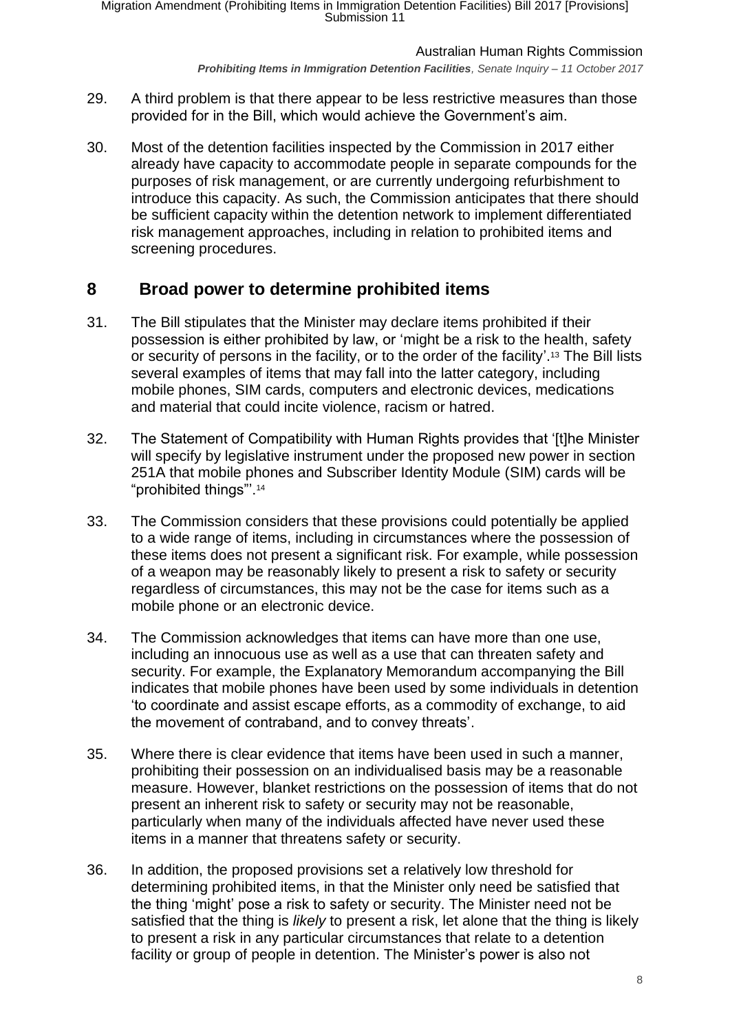29. A third problem is that there appear to be less restrictive measures than those provided for in the Bill, which would achieve the Government's aim.

30. Most of the detention facilities inspected by the Commission in 2017 either already have capacity to accommodate people in separate compounds for the purposes of risk management, or are currently undergoing refurbishment to introduce this capacity. As such, the Commission anticipates that there should be sufficient capacity within the detention network to implement differentiated risk management approaches, including in relation to prohibited items and screening procedures.

## 8 Broad power to determine prohibited items

31. The Bill stipulates that the Minister may declare items prohibited if their possession is either prohibited by law, or 'might be a risk to the health, safety or security of persons in the facility, or to the order of the facility'.[13] The Bill lists several examples of items that may fall into the latter category, including mobile phones, SIM cards, computers and electronic devices, medications and material that could incite violence, racism or hatred.

32. The Statement of Compatibility with Human Rights provides that '[t]he Minister will specify by legislative instrument under the proposed new power in section 251A that mobile phones and Subscriber Identity Module (SIM) cards will be "prohibited things"'.[14]

33. The Commission considers that these provisions could potentially be applied to a wide range of items, including in circumstances where the possession of these items does not present a significant risk. For example, while possession of a weapon may be reasonably likely to present a risk to safety or security regardless of circumstances, this may not be the case for items such as a mobile phone or an electronic device.

34. The Commission acknowledges that items can have more than one use, including an innocuous use as well as a use that can threaten safety and security. For example, the Explanatory Memorandum accompanying the Bill indicates that mobile phones have been used by some individuals in detention 'to coordinate and assist escape efforts, as a commodity of exchange, to aid the movement of contraband, and to convey threats'.

35. Where there is clear evidence that items have been used in such a manner, prohibiting their possession on an individualised basis may be a reasonable measure. However, blanket restrictions on the possession of items that do not present an inherent risk to safety or security may not be reasonable, particularly when many of the individuals affected have never used these items in a manner that threatens safety or security.

36. In addition, the proposed provisions set a relatively low threshold for determining prohibited items, in that the Minister only need be satisfied that the thing 'might' pose a risk to safety or security. The Minister need not be satisfied that the thing is *likely* to present a risk, let alone that the thing is likely to present a risk in any particular circumstances that relate to a detention facility or group of people in detention. The Minister's power is also not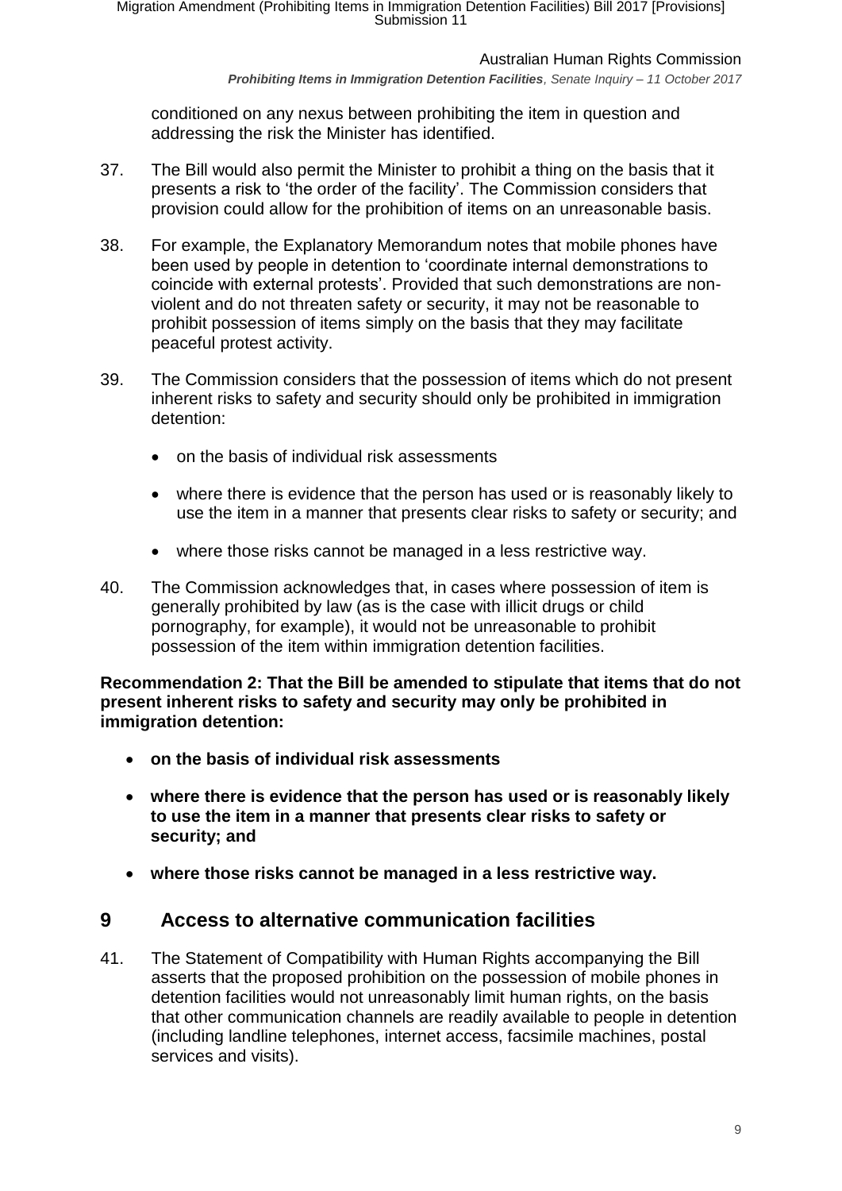conditioned on any nexus between prohibiting the item in question and addressing the risk the Minister has identified.

37. The Bill would also permit the Minister to prohibit a thing on the basis that it presents a risk to 'the order of the facility'. The Commission considers that provision could allow for the prohibition of items on an unreasonable basis.

38. For example, the Explanatory Memorandum notes that mobile phones have been used by people in detention to 'coordinate internal demonstrations to coincide with external protests'. Provided that such demonstrations are non-violent and do not threaten safety or security, it may not be reasonable to prohibit possession of items simply on the basis that they may facilitate peaceful protest activity.

39. The Commission considers that the possession of items which do not present inherent risks to safety and security should only be prohibited in immigration detention:

    - on the basis of individual risk assessments
    - where there is evidence that the person has used or is reasonably likely to use the item in a manner that presents clear risks to safety or security; and
    - where those risks cannot be managed in a less restrictive way.

40. The Commission acknowledges that, in cases where possession of item is generally prohibited by law (as is the case with illicit drugs or child pornography, for example), it would not be unreasonable to prohibit possession of the item within immigration detention facilities.

**Recommendation 2: That the Bill be amended to stipulate that items that do not present inherent risks to safety and security may only be prohibited in immigration detention:**

- **on the basis of individual risk assessments**
- **where there is evidence that the person has used or is reasonably likely to use the item in a manner that presents clear risks to safety or security; and**
- **where those risks cannot be managed in a less restrictive way.**

## 9 Access to alternative communication facilities

41. The Statement of Compatibility with Human Rights accompanying the Bill asserts that the proposed prohibition on the possession of mobile phones in detention facilities would not unreasonably limit human rights, on the basis that other communication channels are readily available to people in detention (including landline telephones, internet access, facsimile machines, postal services and visits).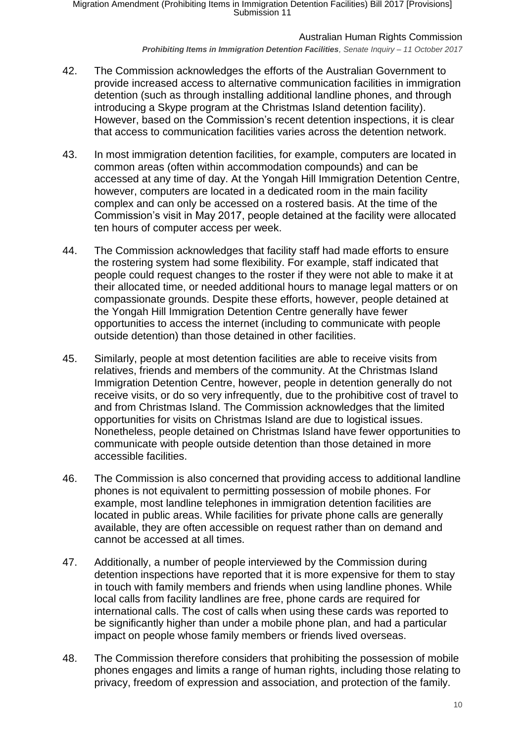42. The Commission acknowledges the efforts of the Australian Government to provide increased access to alternative communication facilities in immigration detention (such as through installing additional landline phones, and through introducing a Skype program at the Christmas Island detention facility). However, based on the Commission's recent detention inspections, it is clear that access to communication facilities varies across the detention network.

43. In most immigration detention facilities, for example, computers are located in common areas (often within accommodation compounds) and can be accessed at any time of day. At the Yongah Hill Immigration Detention Centre, however, computers are located in a dedicated room in the main facility complex and can only be accessed on a rostered basis. At the time of the Commission's visit in May 2017, people detained at the facility were allocated ten hours of computer access per week.

44. The Commission acknowledges that facility staff had made efforts to ensure the rostering system had some flexibility. For example, staff indicated that people could request changes to the roster if they were not able to make it at their allocated time, or needed additional hours to manage legal matters or on compassionate grounds. Despite these efforts, however, people detained at the Yongah Hill Immigration Detention Centre generally have fewer opportunities to access the internet (including to communicate with people outside detention) than those detained in other facilities.

45. Similarly, people at most detention facilities are able to receive visits from relatives, friends and members of the community. At the Christmas Island Immigration Detention Centre, however, people in detention generally do not receive visits, or do so very infrequently, due to the prohibitive cost of travel to and from Christmas Island. The Commission acknowledges that the limited opportunities for visits on Christmas Island are due to logistical issues. Nonetheless, people detained on Christmas Island have fewer opportunities to communicate with people outside detention than those detained in more accessible facilities.

46. The Commission is also concerned that providing access to additional landline phones is not equivalent to permitting possession of mobile phones. For example, most landline telephones in immigration detention facilities are located in public areas. While facilities for private phone calls are generally available, they are often accessible on request rather than on demand and cannot be accessed at all times.

47. Additionally, a number of people interviewed by the Commission during detention inspections have reported that it is more expensive for them to stay in touch with family members and friends when using landline phones. While local calls from facility landlines are free, phone cards are required for international calls. The cost of calls when using these cards was reported to be significantly higher than under a mobile phone plan, and had a particular impact on people whose family members or friends lived overseas.

48. The Commission therefore considers that prohibiting the possession of mobile phones engages and limits a range of human rights, including those relating to privacy, freedom of expression and association, and protection of the family.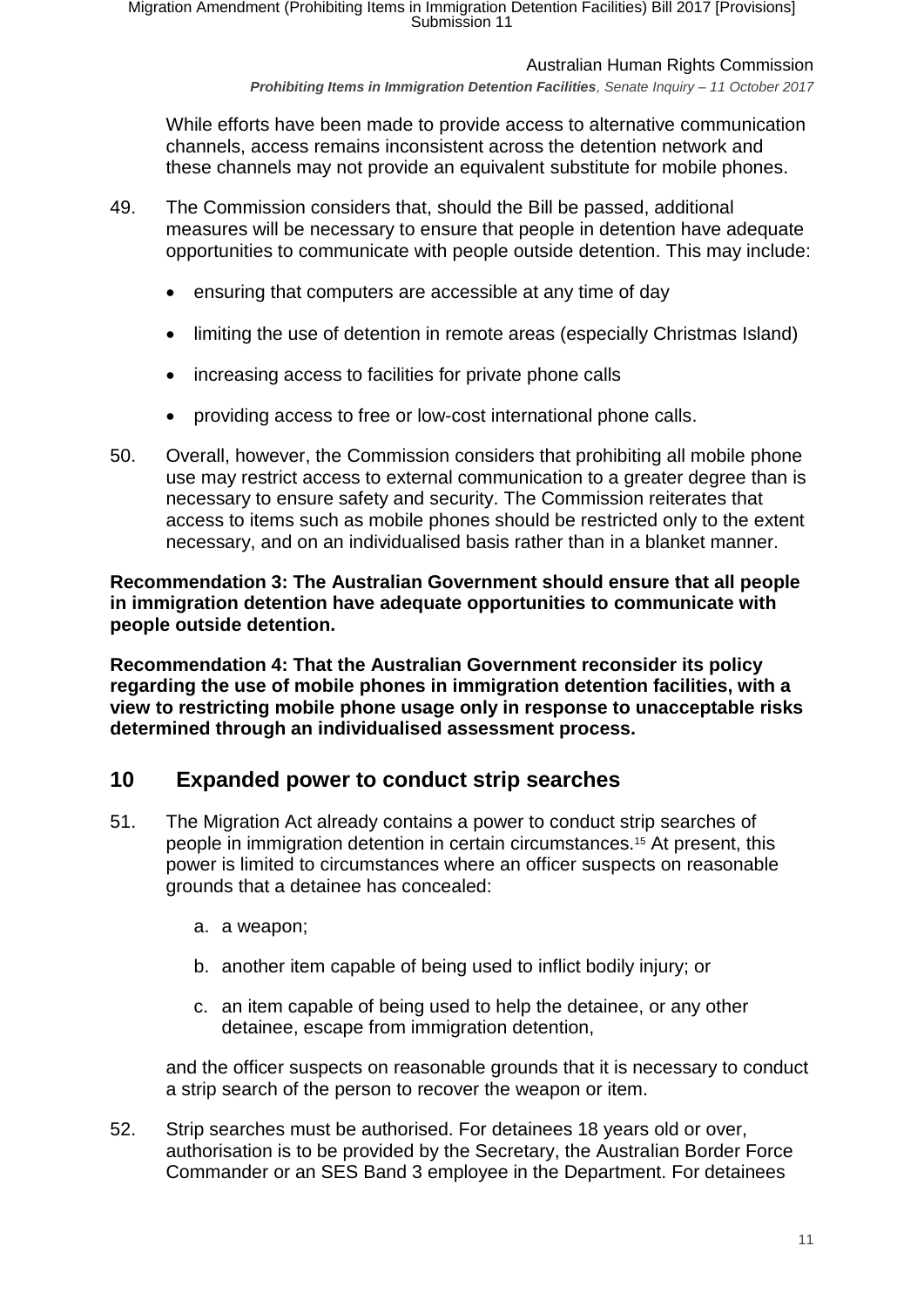While efforts have been made to provide access to alternative communication channels, access remains inconsistent across the detention network and these channels may not provide an equivalent substitute for mobile phones.

49. The Commission considers that, should the Bill be passed, additional measures will be necessary to ensure that people in detention have adequate opportunities to communicate with people outside detention. This may include:

- ensuring that computers are accessible at any time of day
- limiting the use of detention in remote areas (especially Christmas Island)
- increasing access to facilities for private phone calls
- providing access to free or low-cost international phone calls.

50. Overall, however, the Commission considers that prohibiting all mobile phone use may restrict access to external communication to a greater degree than is necessary to ensure safety and security. The Commission reiterates that access to items such as mobile phones should be restricted only to the extent necessary, and on an individualised basis rather than in a blanket manner.

**Recommendation 3: The Australian Government should ensure that all people in immigration detention have adequate opportunities to communicate with people outside detention.**

**Recommendation 4: That the Australian Government reconsider its policy regarding the use of mobile phones in immigration detention facilities, with a view to restricting mobile phone usage only in response to unacceptable risks determined through an individualised assessment process.**

## 10 Expanded power to conduct strip searches

51. The Migration Act already contains a power to conduct strip searches of people in immigration detention in certain circumstances.[15] At present, this power is limited to circumstances where an officer suspects on reasonable grounds that a detainee has concealed:

   a. a weapon;

   b. another item capable of being used to inflict bodily injury; or

   c. an item capable of being used to help the detainee, or any other detainee, escape from immigration detention,

   and the officer suspects on reasonable grounds that it is necessary to conduct a strip search of the person to recover the weapon or item.

52. Strip searches must be authorised. For detainees 18 years old or over, authorisation is to be provided by the Secretary, the Australian Border Force Commander or an SES Band 3 employee in the Department. For detainees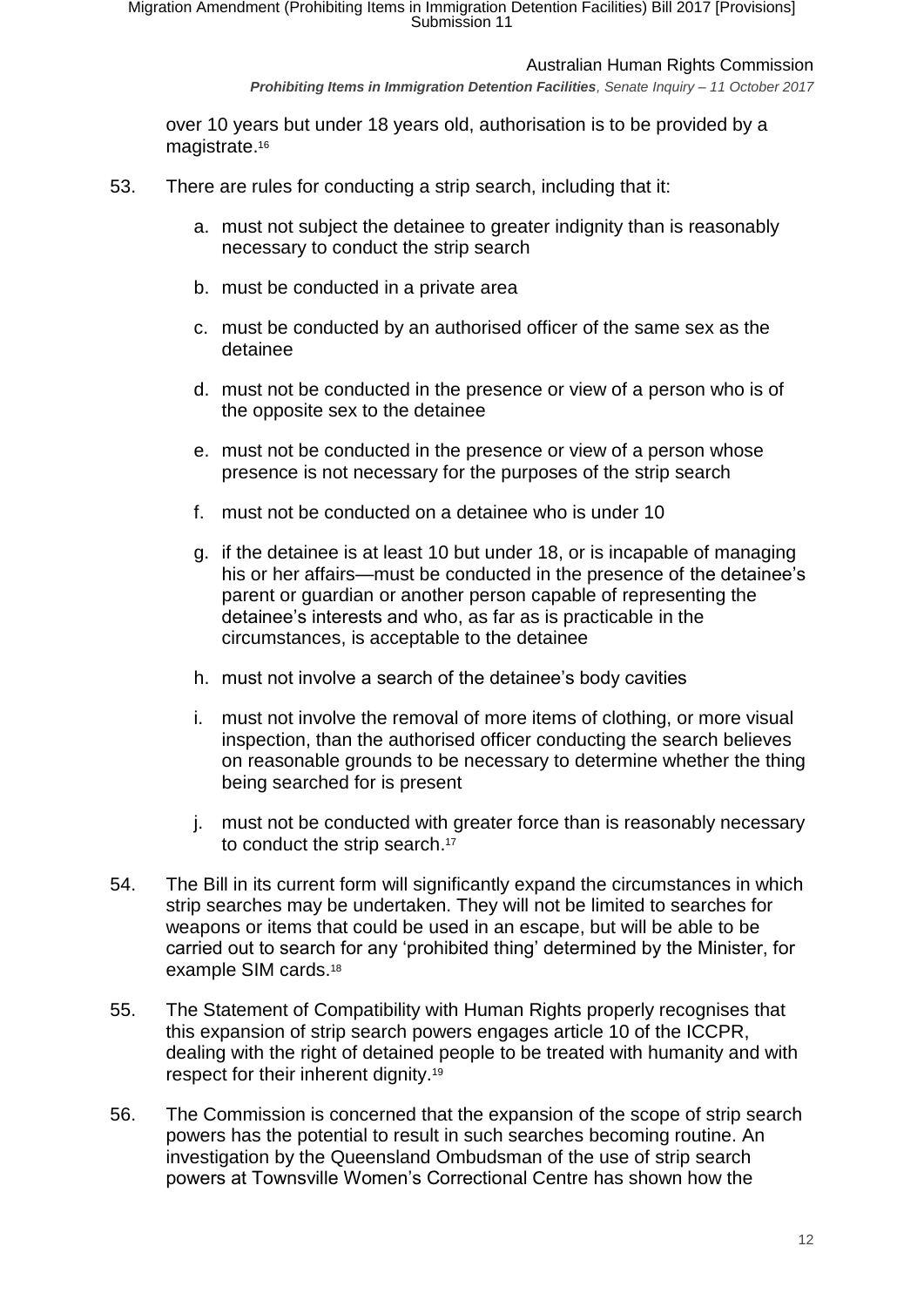over 10 years but under 18 years old, authorisation is to be provided by a magistrate.[16]

53. There are rules for conducting a strip search, including that it:

    a. must not subject the detainee to greater indignity than is reasonably necessary to conduct the strip search

    b. must be conducted in a private area

    c. must be conducted by an authorised officer of the same sex as the detainee

    d. must not be conducted in the presence or view of a person who is of the opposite sex to the detainee

    e. must not be conducted in the presence or view of a person whose presence is not necessary for the purposes of the strip search

    f. must not be conducted on a detainee who is under 10

    g. if the detainee is at least 10 but under 18, or is incapable of managing his or her affairs—must be conducted in the presence of the detainee's parent or guardian or another person capable of representing the detainee's interests and who, as far as is practicable in the circumstances, is acceptable to the detainee

    h. must not involve a search of the detainee's body cavities

    i. must not involve the removal of more items of clothing, or more visual inspection, than the authorised officer conducting the search believes on reasonable grounds to be necessary to determine whether the thing being searched for is present

    j. must not be conducted with greater force than is reasonably necessary to conduct the strip search.[17]

54. The Bill in its current form will significantly expand the circumstances in which strip searches may be undertaken. They will not be limited to searches for weapons or items that could be used in an escape, but will be able to be carried out to search for any 'prohibited thing' determined by the Minister, for example SIM cards.[18]

55. The Statement of Compatibility with Human Rights properly recognises that this expansion of strip search powers engages article 10 of the ICCPR, dealing with the right of detained people to be treated with humanity and with respect for their inherent dignity.[19]

56. The Commission is concerned that the expansion of the scope of strip search powers has the potential to result in such searches becoming routine. An investigation by the Queensland Ombudsman of the use of strip search powers at Townsville Women's Correctional Centre has shown how the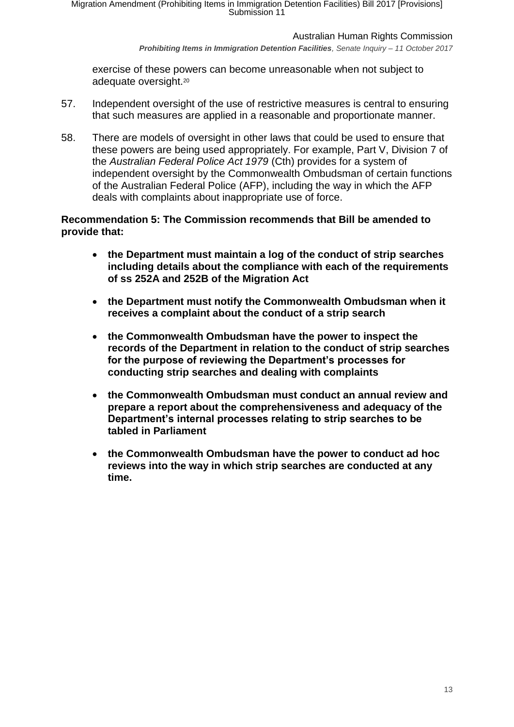exercise of these powers can become unreasonable when not subject to adequate oversight.[20]

57. Independent oversight of the use of restrictive measures is central to ensuring that such measures are applied in a reasonable and proportionate manner.

58. There are models of oversight in other laws that could be used to ensure that these powers are being used appropriately. For example, Part V, Division 7 of the *Australian Federal Police Act 1979* (Cth) provides for a system of independent oversight by the Commonwealth Ombudsman of certain functions of the Australian Federal Police (AFP), including the way in which the AFP deals with complaints about inappropriate use of force.

**Recommendation 5: The Commission recommends that Bill be amended to provide that:**

- **the Department must maintain a log of the conduct of strip searches including details about the compliance with each of the requirements of ss 252A and 252B of the Migration Act**
- **the Department must notify the Commonwealth Ombudsman when it receives a complaint about the conduct of a strip search**
- **the Commonwealth Ombudsman have the power to inspect the records of the Department in relation to the conduct of strip searches for the purpose of reviewing the Department's processes for conducting strip searches and dealing with complaints**
- **the Commonwealth Ombudsman must conduct an annual review and prepare a report about the comprehensiveness and adequacy of the Department's internal processes relating to strip searches to be tabled in Parliament**
- **the Commonwealth Ombudsman have the power to conduct ad hoc reviews into the way in which strip searches are conducted at any time.**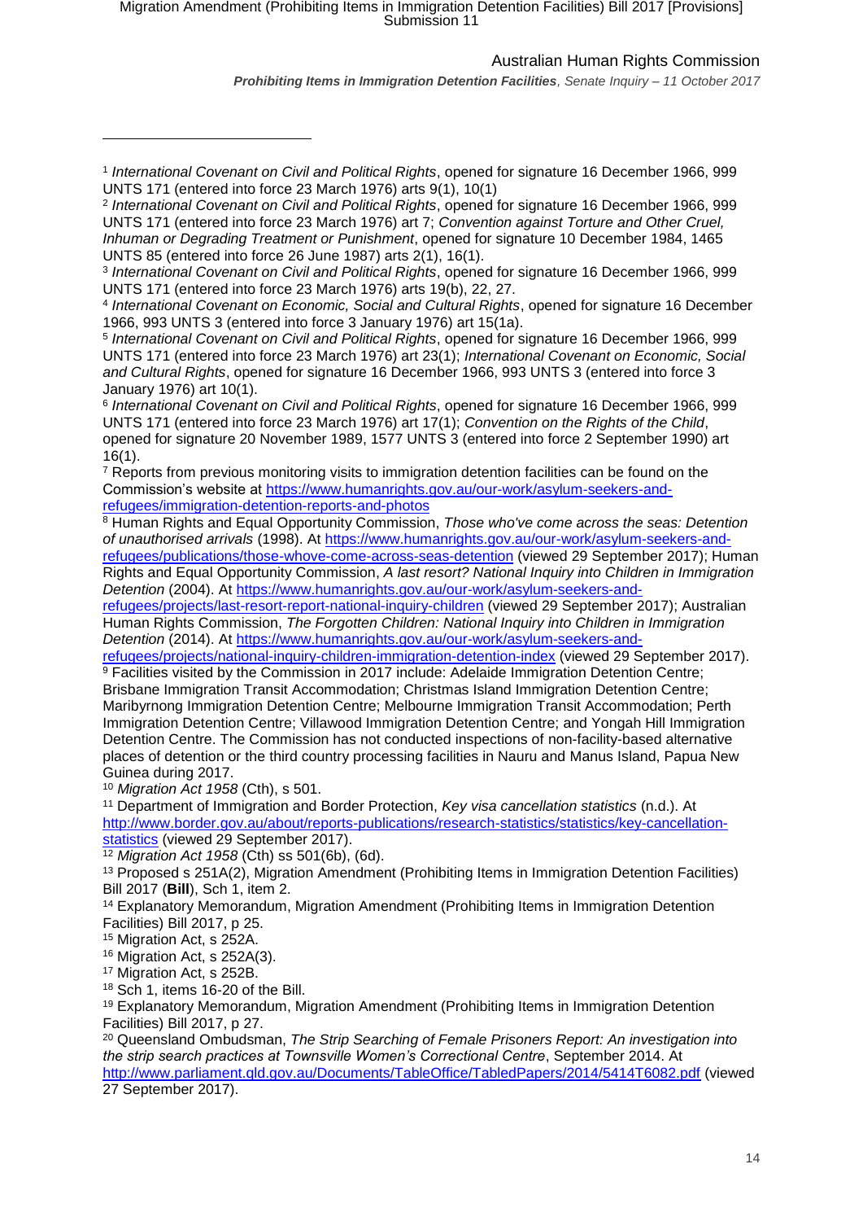[1] *International Covenant on Civil and Political Rights*, opened for signature 16 December 1966, 999 UNTS 171 (entered into force 23 March 1976) arts 9(1), 10(1)

[2] *International Covenant on Civil and Political Rights*, opened for signature 16 December 1966, 999 UNTS 171 (entered into force 23 March 1976) art 7; *Convention against Torture and Other Cruel, Inhuman or Degrading Treatment or Punishment*, opened for signature 10 December 1984, 1465 UNTS 85 (entered into force 26 June 1987) arts 2(1), 16(1).

[3] *International Covenant on Civil and Political Rights*, opened for signature 16 December 1966, 999 UNTS 171 (entered into force 23 March 1976) arts 19(b), 22, 27.

[4] *International Covenant on Economic, Social and Cultural Rights*, opened for signature 16 December 1966, 993 UNTS 3 (entered into force 3 January 1976) art 15(1a).

[5] *International Covenant on Civil and Political Rights*, opened for signature 16 December 1966, 999 UNTS 171 (entered into force 23 March 1976) art 23(1); *International Covenant on Economic, Social and Cultural Rights*, opened for signature 16 December 1966, 993 UNTS 3 (entered into force 3 January 1976) art 10(1).

[6] *International Covenant on Civil and Political Rights*, opened for signature 16 December 1966, 999 UNTS 171 (entered into force 23 March 1976) art 17(1); *Convention on the Rights of the Child*, opened for signature 20 November 1989, 1577 UNTS 3 (entered into force 2 September 1990) art 16(1).

[7] Reports from previous monitoring visits to immigration detention facilities can be found on the Commission's website at https://www.humanrights.gov.au/our-work/asylum-seekers-and-refugees/immigration-detention-reports-and-photos

[8] Human Rights and Equal Opportunity Commission, *Those who've come across the seas: Detention of unauthorised arrivals* (1998). At https://www.humanrights.gov.au/our-work/asylum-seekers-and-refugees/publications/those-whove-come-across-seas-detention (viewed 29 September 2017); Human Rights and Equal Opportunity Commission, *A last resort? National Inquiry into Children in Immigration Detention* (2004). At https://www.humanrights.gov.au/our-work/asylum-seekers-and-refugees/projects/last-resort-report-national-inquiry-children (viewed 29 September 2017); Australian Human Rights Commission, *The Forgotten Children: National Inquiry into Children in Immigration Detention* (2014). At https://www.humanrights.gov.au/our-work/asylum-seekers-and-refugees/projects/national-inquiry-children-immigration-detention-index (viewed 29 September 2017).

[9] Facilities visited by the Commission in 2017 include: Adelaide Immigration Detention Centre; Brisbane Immigration Transit Accommodation; Christmas Island Immigration Detention Centre; Maribyrnong Immigration Detention Centre; Melbourne Immigration Transit Accommodation; Perth Immigration Detention Centre; Villawood Immigration Detention Centre; and Yongah Hill Immigration Detention Centre. The Commission has not conducted inspections of non-facility-based alternative places of detention or the third country processing facilities in Nauru and Manus Island, Papua New Guinea during 2017.

[10] *Migration Act 1958* (Cth), s 501.

[11] Department of Immigration and Border Protection, *Key visa cancellation statistics* (n.d.). At http://www.border.gov.au/about/reports-publications/research-statistics/statistics/key-cancellation-statistics (viewed 29 September 2017).

[12] *Migration Act 1958* (Cth) ss 501(6b), (6d).

[13] Proposed s 251A(2), Migration Amendment (Prohibiting Items in Immigration Detention Facilities) Bill 2017 (**Bill**), Sch 1, item 2.

[14] Explanatory Memorandum, Migration Amendment (Prohibiting Items in Immigration Detention Facilities) Bill 2017, p 25.

[15] Migration Act, s 252A.

[16] Migration Act, s 252A(3).

[17] Migration Act, s 252B.

[18] Sch 1, items 16-20 of the Bill.

[19] Explanatory Memorandum, Migration Amendment (Prohibiting Items in Immigration Detention Facilities) Bill 2017, p 27.

[20] Queensland Ombudsman, *The Strip Searching of Female Prisoners Report: An investigation into the strip search practices at Townsville Women's Correctional Centre*, September 2014. At http://www.parliament.qld.gov.au/Documents/TableOffice/TabledPapers/2014/5414T6082.pdf (viewed 27 September 2017).